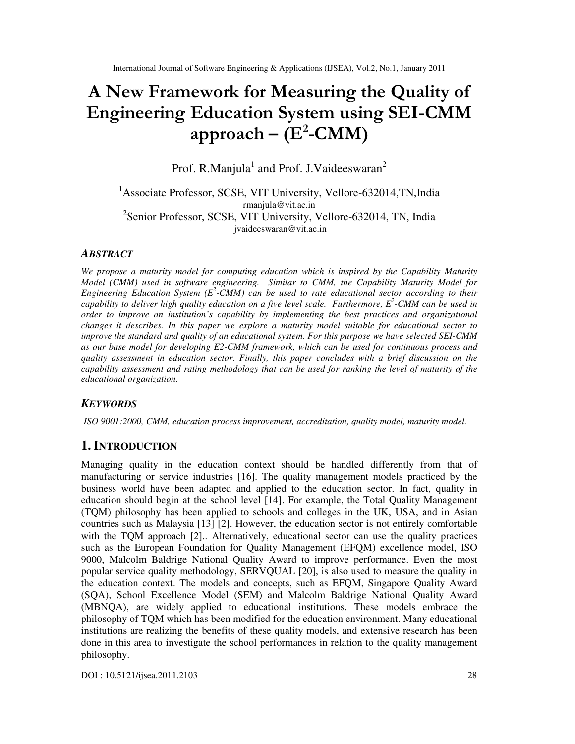# A New Framework for Measuring the Quality of Engineering Education System using SEI-CMM approach – ($E^2$-CMM)

Prof. R.Manjula[1] and Prof. J.Vaideeswaran[2]

[1]Associate Professor, SCSE, VIT University, Vellore-632014,TN,India
rmanjula@vit.ac.in
[2]Senior Professor, SCSE, VIT University, Vellore-632014, TN, India
jvaideeswaran@vit.ac.in

## ABSTRACT

*We propose a maturity model for computing education which is inspired by the Capability Maturity Model (CMM) used in software engineering. Similar to CMM, the Capability Maturity Model for Engineering Education System ($E^2$-CMM) can be used to rate educational sector according to their capability to deliver high quality education on a five level scale. Furthermore, $E^2$-CMM can be used in order to improve an institution's capability by implementing the best practices and organizational changes it describes. In this paper we explore a maturity model suitable for educational sector to improve the standard and quality of an educational system. For this purpose we have selected SEI-CMM as our base model for developing E2-CMM framework, which can be used for continuous process and quality assessment in education sector. Finally, this paper concludes with a brief discussion on the capability assessment and rating methodology that can be used for ranking the level of maturity of the educational organization.*

## KEYWORDS

*ISO 9001:2000, CMM, education process improvement, accreditation, quality model, maturity model.*

## 1. INTRODUCTION

Managing quality in the education context should be handled differently from that of manufacturing or service industries [16]. The quality management models practiced by the business world have been adapted and applied to the education sector. In fact, quality in education should begin at the school level [14]. For example, the Total Quality Management (TQM) philosophy has been applied to schools and colleges in the UK, USA, and in Asian countries such as Malaysia [13] [2]. However, the education sector is not entirely comfortable with the TQM approach [2].. Alternatively, educational sector can use the quality practices such as the European Foundation for Quality Management (EFQM) excellence model, ISO 9000, Malcolm Baldrige National Quality Award to improve performance. Even the most popular service quality methodology, SERVQUAL [20], is also used to measure the quality in the education context. The models and concepts, such as EFQM, Singapore Quality Award (SQA), School Excellence Model (SEM) and Malcolm Baldrige National Quality Award (MBNQA), are widely applied to educational institutions. These models embrace the philosophy of TQM which has been modified for the education environment. Many educational institutions are realizing the benefits of these quality models, and extensive research has been done in this area to investigate the school performances in relation to the quality management philosophy.

DOI : 10.5121/ijsea.2011.2103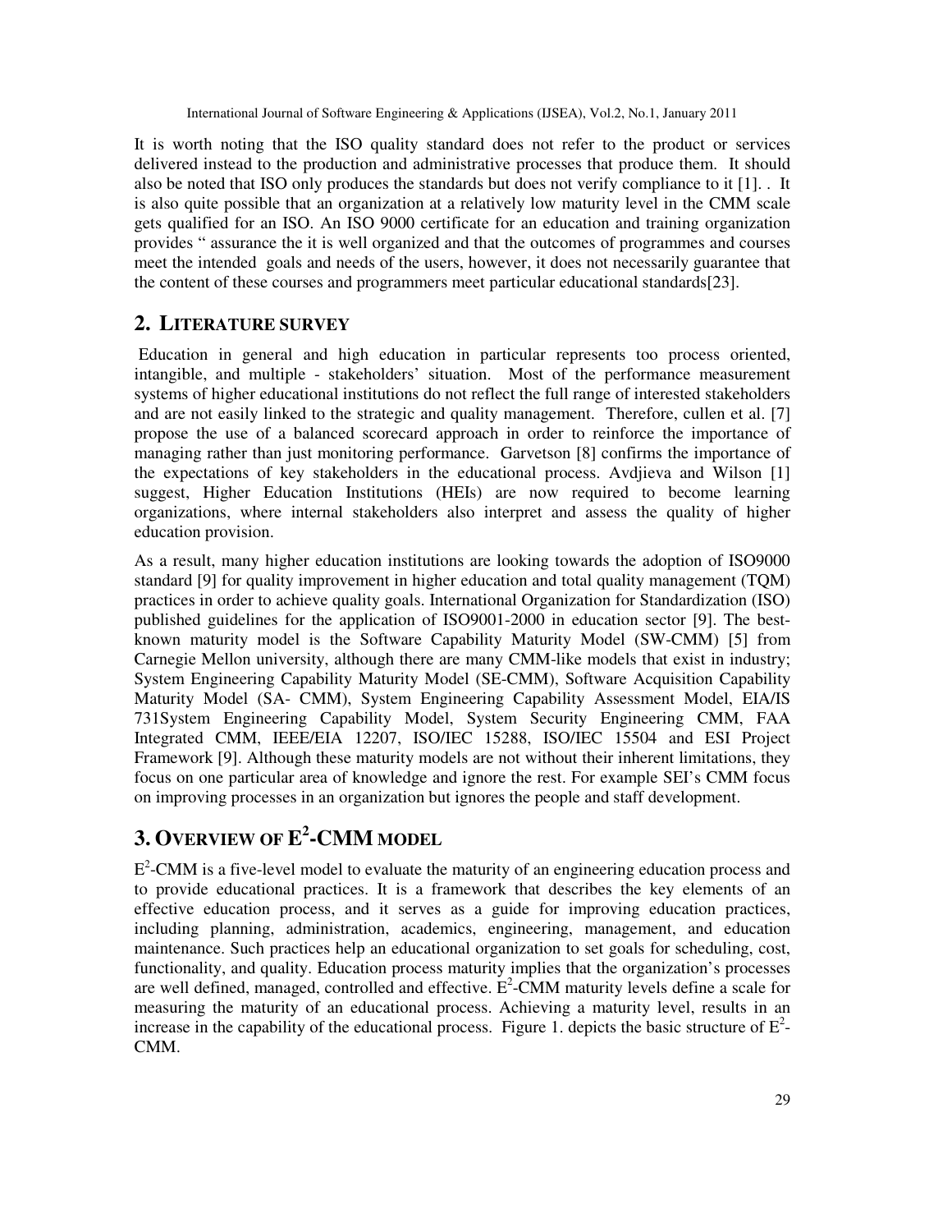It is worth noting that the ISO quality standard does not refer to the product or services delivered instead to the production and administrative processes that produce them. It should also be noted that ISO only produces the standards but does not verify compliance to it [1]. . It is also quite possible that an organization at a relatively low maturity level in the CMM scale gets qualified for an ISO. An ISO 9000 certificate for an education and training organization provides " assurance the it is well organized and that the outcomes of programmes and courses meet the intended goals and needs of the users, however, it does not necessarily guarantee that the content of these courses and programmers meet particular educational standards[23].

## 2. LITERATURE SURVEY

Education in general and high education in particular represents too process oriented, intangible, and multiple - stakeholders' situation. Most of the performance measurement systems of higher educational institutions do not reflect the full range of interested stakeholders and are not easily linked to the strategic and quality management. Therefore, cullen et al. [7] propose the use of a balanced scorecard approach in order to reinforce the importance of managing rather than just monitoring performance. Garvetson [8] confirms the importance of the expectations of key stakeholders in the educational process. Avdjieva and Wilson [1] suggest, Higher Education Institutions (HEIs) are now required to become learning organizations, where internal stakeholders also interpret and assess the quality of higher education provision.

As a result, many higher education institutions are looking towards the adoption of ISO9000 standard [9] for quality improvement in higher education and total quality management (TQM) practices in order to achieve quality goals. International Organization for Standardization (ISO) published guidelines for the application of ISO9001-2000 in education sector [9]. The best-known maturity model is the Software Capability Maturity Model (SW-CMM) [5] from Carnegie Mellon university, although there are many CMM-like models that exist in industry; System Engineering Capability Maturity Model (SE-CMM), Software Acquisition Capability Maturity Model (SA- CMM), System Engineering Capability Assessment Model, EIA/IS 731System Engineering Capability Model, System Security Engineering CMM, FAA Integrated CMM, IEEE/EIA 12207, ISO/IEC 15288, ISO/IEC 15504 and ESI Project Framework [9]. Although these maturity models are not without their inherent limitations, they focus on one particular area of knowledge and ignore the rest. For example SEI's CMM focus on improving processes in an organization but ignores the people and staff development.

## 3. OVERVIEW OF $E^2$-CMM MODEL

$E^2$-CMM is a five-level model to evaluate the maturity of an engineering education process and to provide educational practices. It is a framework that describes the key elements of an effective education process, and it serves as a guide for improving education practices, including planning, administration, academics, engineering, management, and education maintenance. Such practices help an educational organization to set goals for scheduling, cost, functionality, and quality. Education process maturity implies that the organization's processes are well defined, managed, controlled and effective. $E^2$-CMM maturity levels define a scale for measuring the maturity of an educational process. Achieving a maturity level, results in an increase in the capability of the educational process. Figure 1. depicts the basic structure of $E^2$-CMM.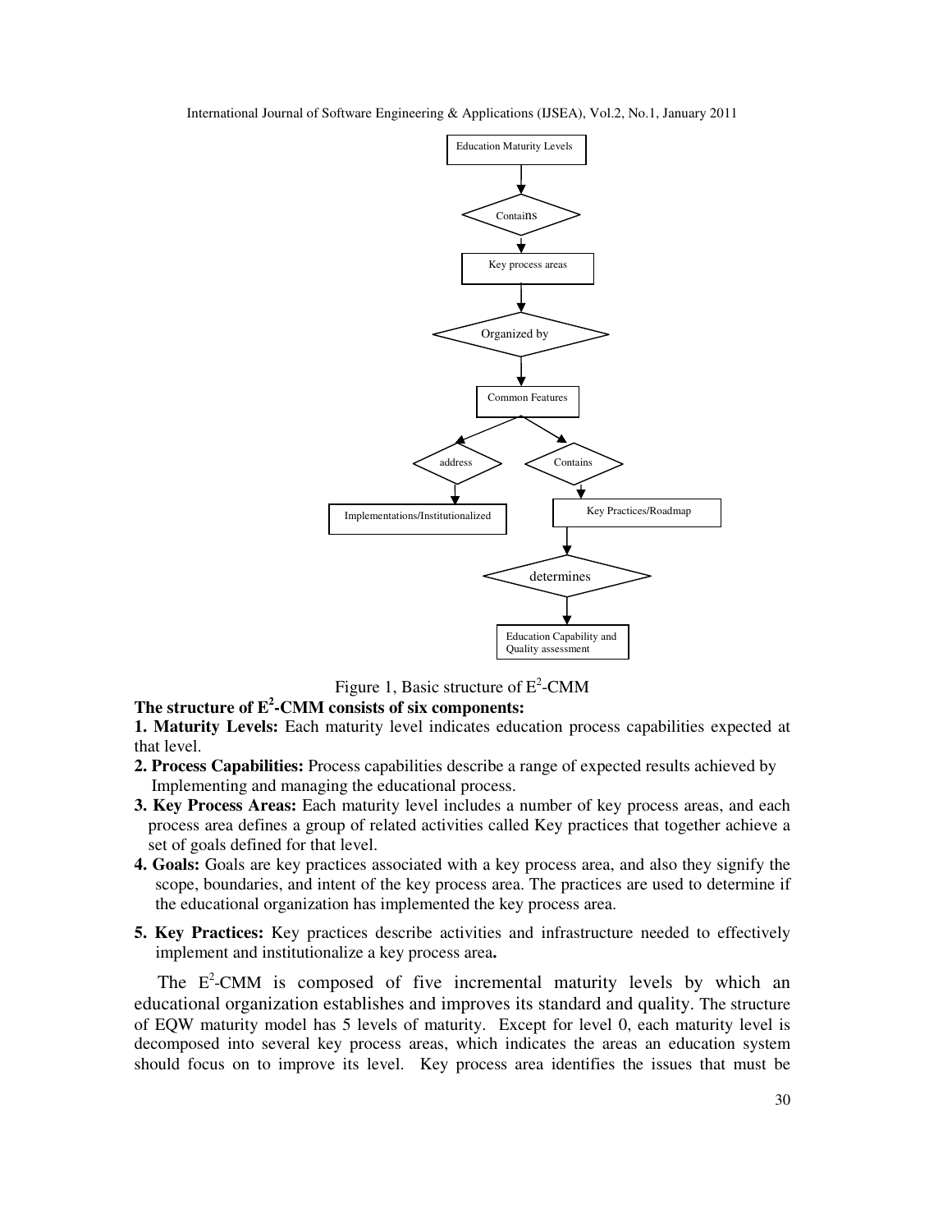Education Maturity Levels

Contains

Key process areas

Organized by

Common Features

address

Contains

Implementations/Institutionalized

Key Practices/Roadmap

determines

Education Capability and Quality assessment

Figure 1, Basic structure of $E^2$-CMM

**The structure of $E^2$-CMM consists of six components:**

**1. Maturity Levels:** Each maturity level indicates education process capabilities expected at that level.

**2. Process Capabilities:** Process capabilities describe a range of expected results achieved by Implementing and managing the educational process.

**3. Key Process Areas:** Each maturity level includes a number of key process areas, and each process area defines a group of related activities called Key practices that together achieve a set of goals defined for that level.

**4. Goals:** Goals are key practices associated with a key process area, and also they signify the scope, boundaries, and intent of the key process area. The practices are used to determine if the educational organization has implemented the key process area.

**5. Key Practices:** Key practices describe activities and infrastructure needed to effectively implement and institutionalize a key process area**.**

The $E^2$-CMM is composed of five incremental maturity levels by which an educational organization establishes and improves its standard and quality. The structure of EQW maturity model has 5 levels of maturity. Except for level 0, each maturity level is decomposed into several key process areas, which indicates the areas an education system should focus on to improve its level. Key process area identifies the issues that must be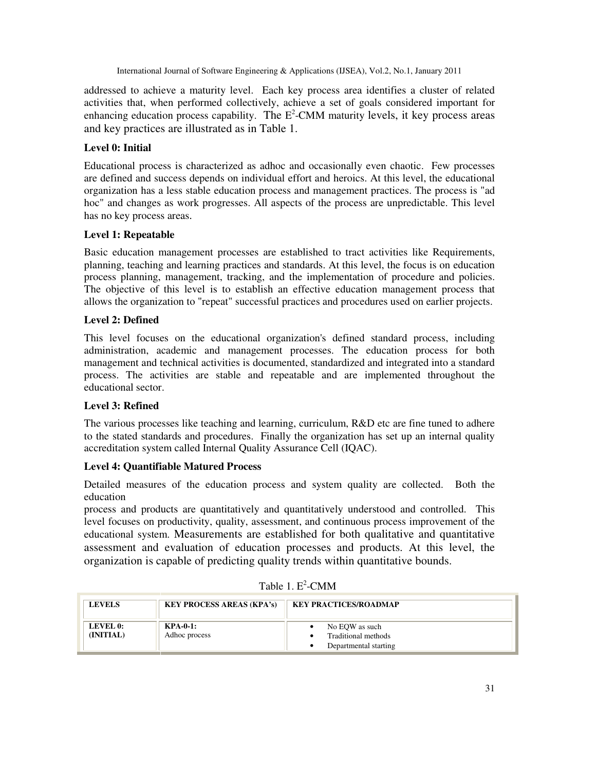addressed to achieve a maturity level. Each key process area identifies a cluster of related activities that, when performed collectively, achieve a set of goals considered important for enhancing education process capability. The $E^2$-CMM maturity levels, it key process areas and key practices are illustrated as in Table 1.

**Level 0: Initial**

Educational process is characterized as adhoc and occasionally even chaotic. Few processes are defined and success depends on individual effort and heroics. At this level, the educational organization has a less stable education process and management practices. The process is "ad hoc" and changes as work progresses. All aspects of the process are unpredictable. This level has no key process areas.

**Level 1: Repeatable**

Basic education management processes are established to tract activities like Requirements, planning, teaching and learning practices and standards. At this level, the focus is on education process planning, management, tracking, and the implementation of procedure and policies. The objective of this level is to establish an effective education management process that allows the organization to "repeat" successful practices and procedures used on earlier projects.

**Level 2: Defined**

This level focuses on the educational organization's defined standard process, including administration, academic and management processes. The education process for both management and technical activities is documented, standardized and integrated into a standard process. The activities are stable and repeatable and are implemented throughout the educational sector.

**Level 3: Refined**

The various processes like teaching and learning, curriculum, R&D etc are fine tuned to adhere to the stated standards and procedures. Finally the organization has set up an internal quality accreditation system called Internal Quality Assurance Cell (IQAC).

**Level 4: Quantifiable Matured Process**

Detailed measures of the education process and system quality are collected. Both the education

process and products are quantitatively and quantitatively understood and controlled. This level focuses on productivity, quality, assessment, and continuous process improvement of the educational system. Measurements are established for both qualitative and quantitative assessment and evaluation of education processes and products. At this level, the organization is capable of predicting quality trends within quantitative bounds.

Table 1. $E^2$-CMM

| LEVELS | KEY PROCESS AREAS (KPA's) | KEY PRACTICES/ROADMAP |
|---|---|---|
| LEVEL 0: (INITIAL) | KPA-0-1: Adhoc process | • No EQW as such<br>• Traditional methods<br>• Departmental starting |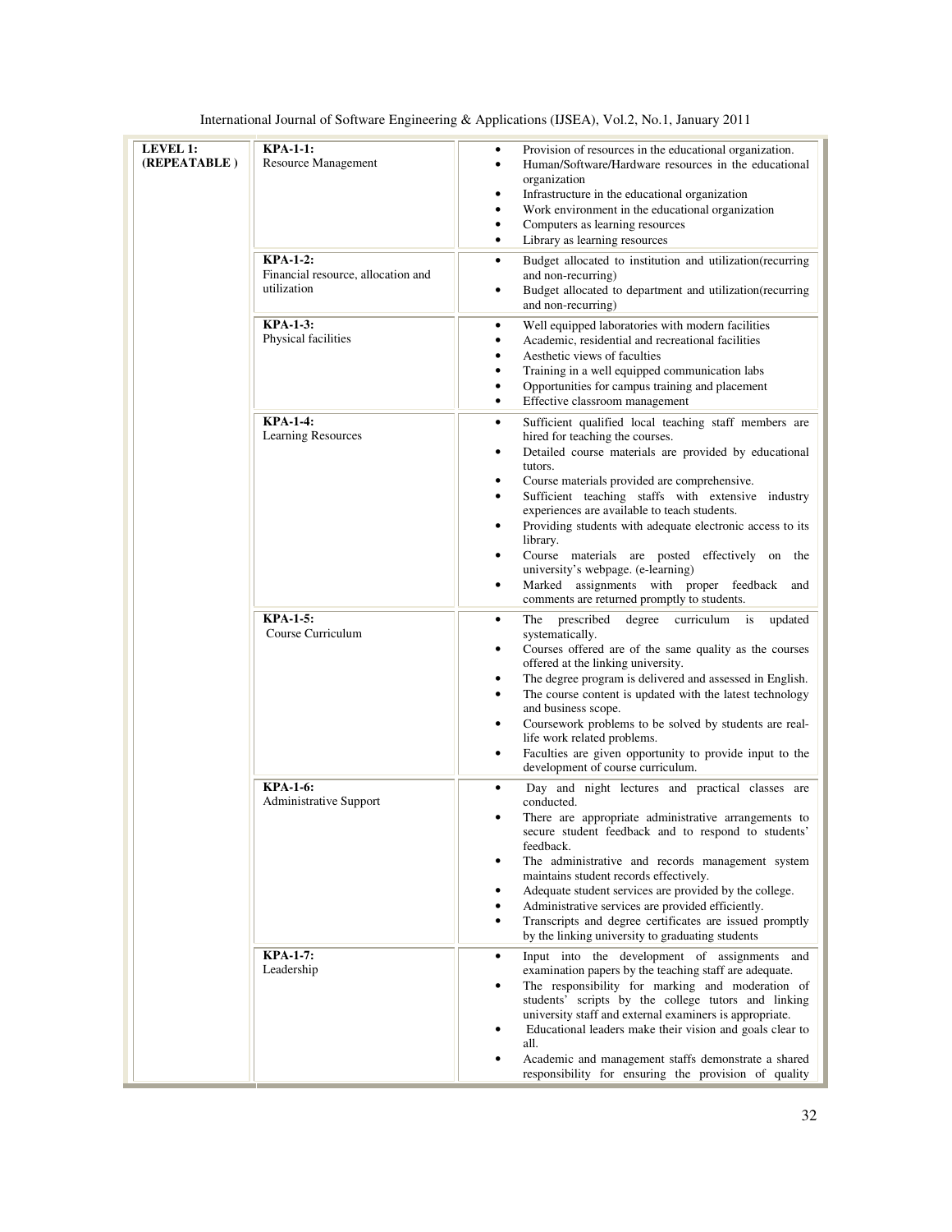| LEVEL 1: (REPEATABLE ) | KPA-1-1: Resource Management | • Provision of resources in the educational organization.<br>• Human/Software/Hardware resources in the educational organization<br>• Infrastructure in the educational organization<br>• Work environment in the educational organization<br>• Computers as learning resources<br>• Library as learning resources |
|---|---|---|
| | KPA-1-2: Financial resource, allocation and utilization | • Budget allocated to institution and utilization(recurring and non-recurring)<br>• Budget allocated to department and utilization(recurring and non-recurring) |
| | KPA-1-3: Physical facilities | • Well equipped laboratories with modern facilities<br>• Academic, residential and recreational facilities<br>• Aesthetic views of faculties<br>• Training in a well equipped communication labs<br>• Opportunities for campus training and placement<br>• Effective classroom management |
| | KPA-1-4: Learning Resources | • Sufficient qualified local teaching staff members are hired for teaching the courses.<br>• Detailed course materials are provided by educational tutors.<br>• Course materials provided are comprehensive.<br>• Sufficient teaching staffs with extensive industry experiences are available to teach students.<br>• Providing students with adequate electronic access to its library.<br>• Course materials are posted effectively on the university's webpage. (e-learning)<br>• Marked assignments with proper feedback and comments are returned promptly to students. |
| | KPA-1-5: Course Curriculum | • The prescribed degree curriculum is updated systematically.<br>• Courses offered are of the same quality as the courses offered at the linking university.<br>• The degree program is delivered and assessed in English.<br>• The course content is updated with the latest technology and business scope.<br>• Coursework problems to be solved by students are real-life work related problems.<br>• Faculties are given opportunity to provide input to the development of course curriculum. |
| | KPA-1-6: Administrative Support | • Day and night lectures and practical classes are conducted.<br>• There are appropriate administrative arrangements to secure student feedback and to respond to students' feedback.<br>• The administrative and records management system maintains student records effectively.<br>• Adequate student services are provided by the college.<br>• Administrative services are provided efficiently.<br>• Transcripts and degree certificates are issued promptly by the linking university to graduating students |
| | KPA-1-7: Leadership | • Input into the development of assignments and examination papers by the teaching staff are adequate.<br>• The responsibility for marking and moderation of students' scripts by the college tutors and linking university staff and external examiners is appropriate.<br>• Educational leaders make their vision and goals clear to all.<br>• Academic and management staffs demonstrate a shared responsibility for ensuring the provision of quality |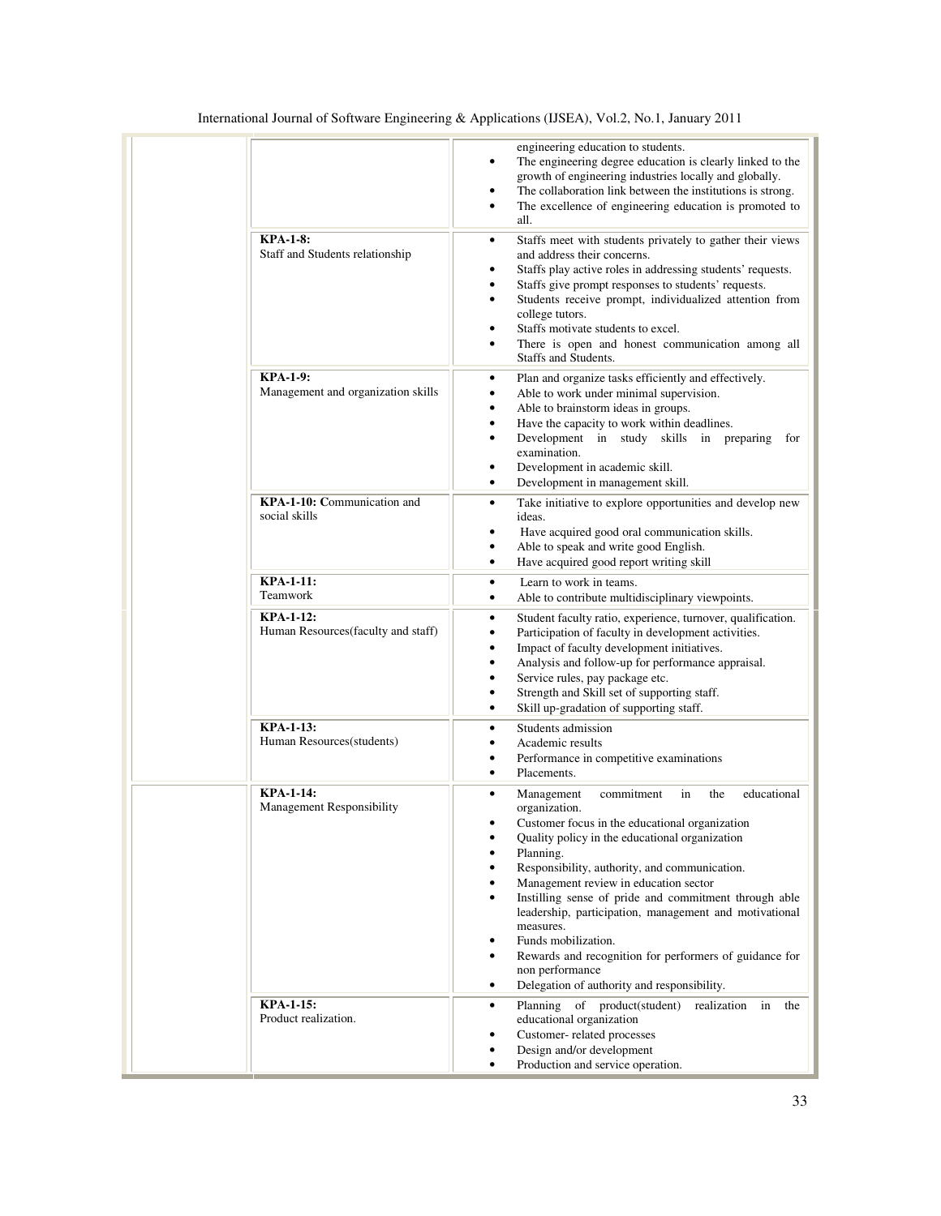| | | |
|---|---|---|
| | | engineering education to students.<br>• The engineering degree education is clearly linked to the growth of engineering industries locally and globally.<br>• The collaboration link between the institutions is strong.<br>• The excellence of engineering education is promoted to all. |
| | **KPA-1-8:**<br>Staff and Students relationship | • Staffs meet with students privately to gather their views and address their concerns.<br>• Staffs play active roles in addressing students' requests.<br>• Staffs give prompt responses to students' requests.<br>• Students receive prompt, individualized attention from college tutors.<br>• Staffs motivate students to excel.<br>• There is open and honest communication among all Staffs and Students. |
| | **KPA-1-9:**<br>Management and organization skills | • Plan and organize tasks efficiently and effectively.<br>• Able to work under minimal supervision.<br>• Able to brainstorm ideas in groups.<br>• Have the capacity to work within deadlines.<br>• Development in study skills in preparing for examination.<br>• Development in academic skill.<br>• Development in management skill. |
| | **KPA-1-10: C**ommunication and social skills | • Take initiative to explore opportunities and develop new ideas.<br>• Have acquired good oral communication skills.<br>• Able to speak and write good English.<br>• Have acquired good report writing skill |
| | **KPA-1-11:**<br>Teamwork | • Learn to work in teams.<br>• Able to contribute multidisciplinary viewpoints. |
| | **KPA-1-12:**<br>Human Resources(faculty and staff) | • Student faculty ratio, experience, turnover, qualification.<br>• Participation of faculty in development activities.<br>• Impact of faculty development initiatives.<br>• Analysis and follow-up for performance appraisal.<br>• Service rules, pay package etc.<br>• Strength and Skill set of supporting staff.<br>• Skill up-gradation of supporting staff. |
| | **KPA-1-13:**<br>Human Resources(students) | • Students admission<br>• Academic results<br>• Performance in competitive examinations<br>• Placements. |
| | **KPA-1-14:**<br>Management Responsibility | • Management commitment in the educational organization.<br>• Customer focus in the educational organization<br>• Quality policy in the educational organization<br>• Planning.<br>• Responsibility, authority, and communication.<br>• Management review in education sector<br>• Instilling sense of pride and commitment through able leadership, participation, management and motivational measures.<br>• Funds mobilization.<br>• Rewards and recognition for performers of guidance for non performance<br>• Delegation of authority and responsibility. |
| | **KPA-1-15:**<br>Product realization. | • Planning of product(student) realization in the educational organization<br>• Customer- related processes<br>• Design and/or development<br>• Production and service operation. |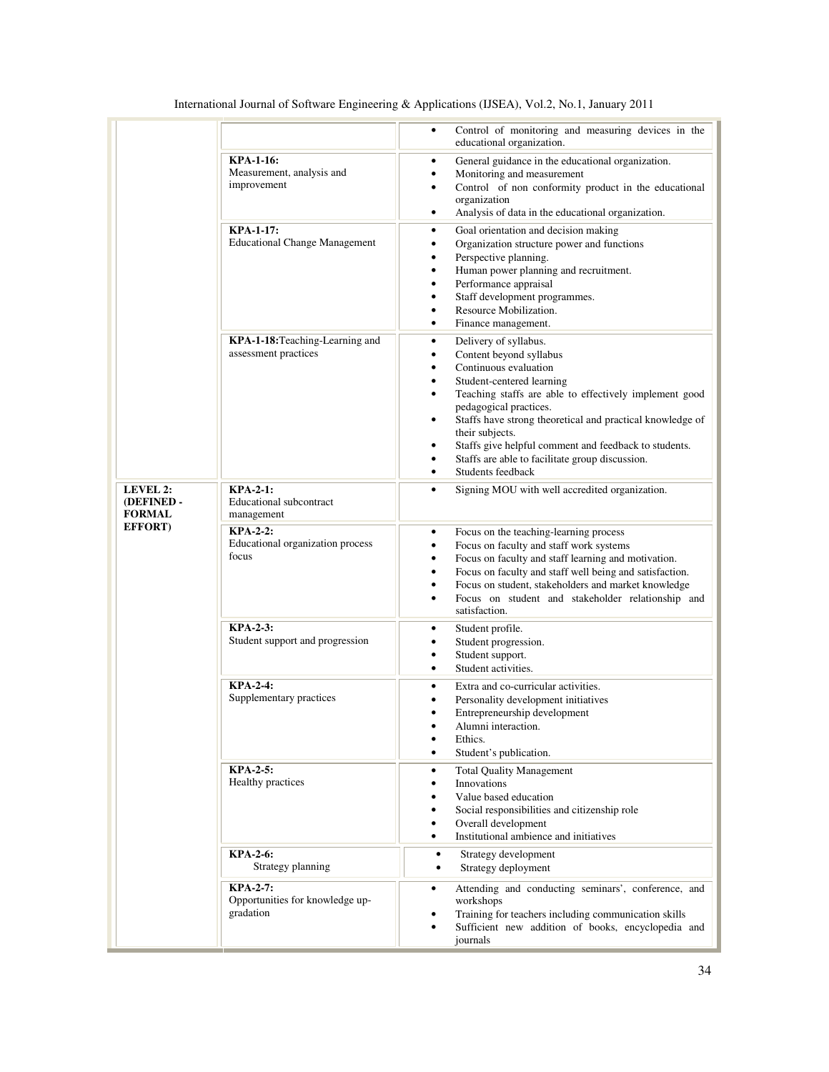| | | |
|---|---|---|
| | | • Control of monitoring and measuring devices in the educational organization. |
| | **KPA-1-16:** Measurement, analysis and improvement | • General guidance in the educational organization. • Monitoring and measurement • Control of non conformity product in the educational organization • Analysis of data in the educational organization. |
| | **KPA-1-17:** Educational Change Management | • Goal orientation and decision making • Organization structure power and functions • Perspective planning. • Human power planning and recruitment. • Performance appraisal • Staff development programmes. • Resource Mobilization. • Finance management. |
| | **KPA-1-18:**Teaching-Learning and assessment practices | • Delivery of syllabus. • Content beyond syllabus • Continuous evaluation • Student-centered learning • Teaching staffs are able to effectively implement good pedagogical practices. • Staffs have strong theoretical and practical knowledge of their subjects. • Staffs give helpful comment and feedback to students. • Staffs are able to facilitate group discussion. • Students feedback |
| **LEVEL 2: (DEFINED - FORMAL EFFORT)** | **KPA-2-1:** Educational subcontract management | • Signing MOU with well accredited organization. |
| | **KPA-2-2:** Educational organization process focus | • Focus on the teaching-learning process • Focus on faculty and staff work systems • Focus on faculty and staff learning and motivation. • Focus on faculty and staff well being and satisfaction. • Focus on student, stakeholders and market knowledge • Focus on student and stakeholder relationship and satisfaction. |
| | **KPA-2-3:** Student support and progression | • Student profile. • Student progression. • Student support. • Student activities. |
| | **KPA-2-4:** Supplementary practices | • Extra and co-curricular activities. • Personality development initiatives • Entrepreneurship development • Alumni interaction. • Ethics. • Student's publication. |
| | **KPA-2-5:** Healthy practices | • Total Quality Management • Innovations • Value based education • Social responsibilities and citizenship role • Overall development • Institutional ambience and initiatives |
| | **KPA-2-6:** Strategy planning | • Strategy development • Strategy deployment |
| | **KPA-2-7:** Opportunities for knowledge up-gradation | • Attending and conducting seminars', conference, and workshops • Training for teachers including communication skills • Sufficient new addition of books, encyclopedia and journals |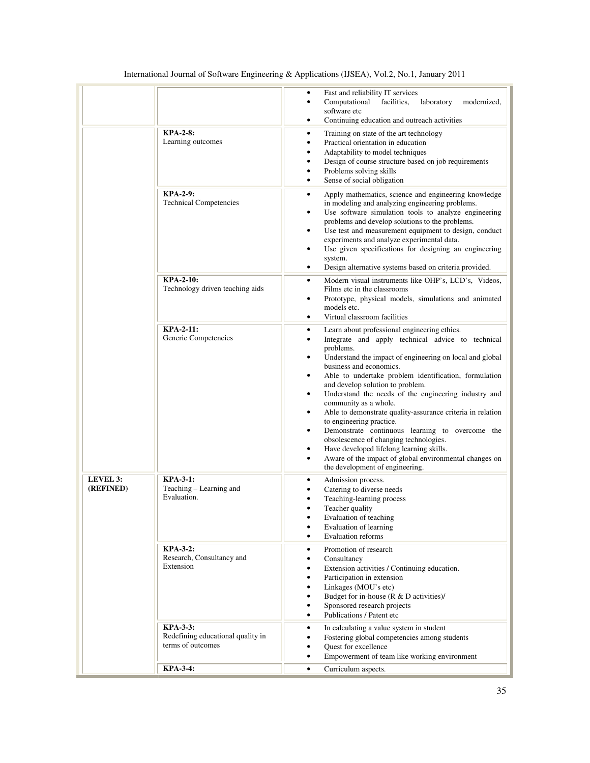| | | |
|---|---|---|
| | | • Fast and reliability IT services<br>• Computational facilities, laboratory modernized, software etc<br>• Continuing education and outreach activities |
| | **KPA-2-8:**<br>Learning outcomes | • Training on state of the art technology<br>• Practical orientation in education<br>• Adaptability to model techniques<br>• Design of course structure based on job requirements<br>• Problems solving skills<br>• Sense of social obligation |
| | **KPA-2-9:**<br>Technical Competencies | • Apply mathematics, science and engineering knowledge in modeling and analyzing engineering problems.<br>• Use software simulation tools to analyze engineering problems and develop solutions to the problems.<br>• Use test and measurement equipment to design, conduct experiments and analyze experimental data.<br>• Use given specifications for designing an engineering system.<br>• Design alternative systems based on criteria provided. |
| | **KPA-2-10:**<br>Technology driven teaching aids | • Modern visual instruments like OHP's, LCD's, Videos, Films etc in the classrooms<br>• Prototype, physical models, simulations and animated models etc.<br>• Virtual classroom facilities |
| | **KPA-2-11:**<br>Generic Competencies | • Learn about professional engineering ethics.<br>• Integrate and apply technical advice to technical problems.<br>• Understand the impact of engineering on local and global business and economics.<br>• Able to undertake problem identification, formulation and develop solution to problem.<br>• Understand the needs of the engineering industry and community as a whole.<br>• Able to demonstrate quality-assurance criteria in relation to engineering practice.<br>• Demonstrate continuous learning to overcome the obsolescence of changing technologies.<br>• Have developed lifelong learning skills.<br>• Aware of the impact of global environmental changes on the development of engineering. |
| **LEVEL 3: (REFINED)** | **KPA-3-1:**<br>Teaching – Learning and Evaluation. | • Admission process.<br>• Catering to diverse needs<br>• Teaching-learning process<br>• Teacher quality<br>• Evaluation of teaching<br>• Evaluation of learning<br>• Evaluation reforms |
| | **KPA-3-2:**<br>Research, Consultancy and Extension | • Promotion of research<br>• Consultancy<br>• Extension activities / Continuing education.<br>• Participation in extension<br>• Linkages (MOU's etc)<br>• Budget for in-house (R & D activities)/<br>• Sponsored research projects<br>• Publications / Patent etc |
| | **KPA-3-3:**<br>Redefining educational quality in terms of outcomes | • In calculating a value system in student<br>• Fostering global competencies among students<br>• Quest for excellence<br>• Empowerment of team like working environment |
| | **KPA-3-4:** | • Curriculum aspects. |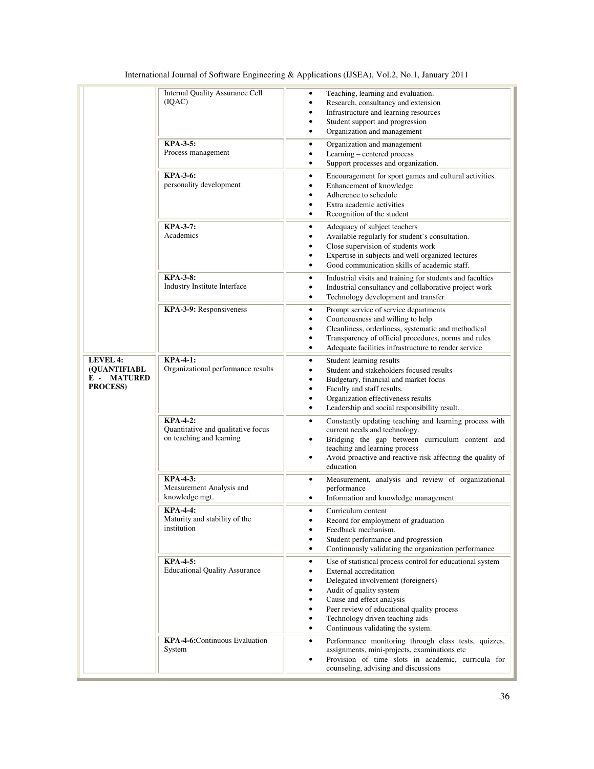| | | |
|---|---|---|
| | Internal Quality Assurance Cell (IQAC) | • Teaching, learning and evaluation.<br>• Research, consultancy and extension<br>• Infrastructure and learning resources<br>• Student support and progression<br>• Organization and management |
| | **KPA-3-5:**<br>Process management | • Organization and management<br>• Learning – centered process<br>• Support processes and organization. |
| | **KPA-3-6:**<br>personality development | • Encouragement for sport games and cultural activities.<br>• Enhancement of knowledge<br>• Adherence to schedule<br>• Extra academic activities<br>• Recognition of the student |
| | **KPA-3-7:**<br>Academics | • Adequacy of subject teachers<br>• Available regularly for student's consultation.<br>• Close supervision of students work<br>• Expertise in subjects and well organized lectures<br>• Good communication skills of academic staff. |
| | **KPA-3-8:**<br>Industry Institute Interface | • Industrial visits and training for students and faculties<br>• Industrial consultancy and collaborative project work<br>• Technology development and transfer |
| | **KPA-3-9:** Responsiveness | • Prompt service of service departments<br>• Courteousness and willing to help<br>• Cleanliness, orderliness, systematic and methodical<br>• Transparency of official procedures, norms and rules<br>• Adequate facilities infrastructure to render service |
| **LEVEL 4: (QUANTIFIABLE - MATURED PROCESS)** | **KPA-4-1:**<br>Organizational performance results | • Student learning results<br>• Student and stakeholders focused results<br>• Budgetary, financial and market focus<br>• Faculty and staff results.<br>• Organization effectiveness results<br>• Leadership and social responsibility result. |
| | **KPA-4-2:**<br>Quantitative and qualitative focus on teaching and learning | • Constantly updating teaching and learning process with current needs and technology.<br>• Bridging the gap between curriculum content and teaching and learning process<br>• Avoid proactive and reactive risk affecting the quality of education |
| | **KPA-4-3:**<br>Measurement Analysis and knowledge mgt. | • Measurement, analysis and review of organizational performance<br>• Information and knowledge management |
| | **KPA-4-4:**<br>Maturity and stability of the institution | • Curriculum content<br>• Record for employment of graduation<br>• Feedback mechanism.<br>• Student performance and progression<br>• Continuously validating the organization performance |
| | **KPA-4-5:**<br>Educational Quality Assurance | • Use of statistical process control for educational system<br>• External accreditation<br>• Delegated involvement (foreigners)<br>• Audit of quality system<br>• Cause and effect analysis<br>• Peer review of educational quality process<br>• Technology driven teaching aids<br>• Continuous validating the system. |
| | **KPA-4-6:**Continuous Evaluation System | • Performance monitoring through class tests, quizzes, assignments, mini-projects, examinations etc<br>• Provision of time slots in academic, curricula for counseling, advising and discussions |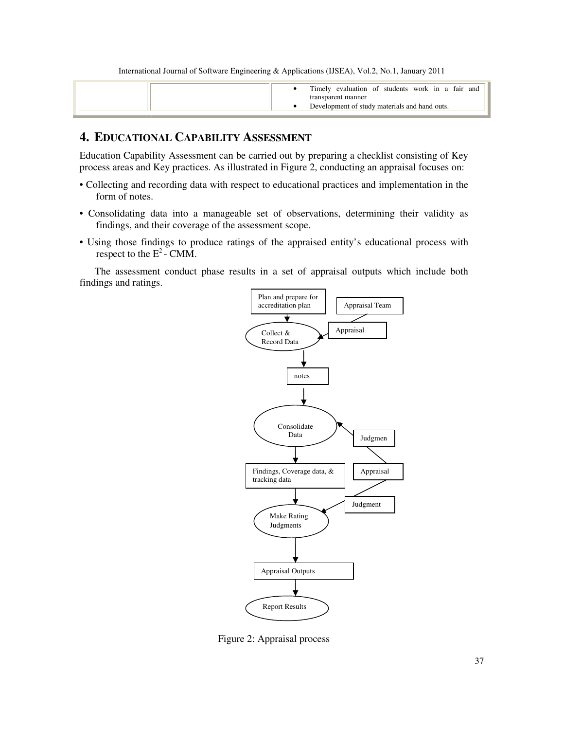| | | • Timely evaluation of students work in a fair and transparent manner<br>• Development of study materials and hand outs. |
|---|---|---|

## 4. EDUCATIONAL CAPABILITY ASSESSMENT

Education Capability Assessment can be carried out by preparing a checklist consisting of Key process areas and Key practices. As illustrated in Figure 2, conducting an appraisal focuses on:

- Collecting and recording data with respect to educational practices and implementation in the form of notes.
- Consolidating data into a manageable set of observations, determining their validity as findings, and their coverage of the assessment scope.
- Using those findings to produce ratings of the appraised entity's educational process with respect to the $E^2$ - CMM.

The assessment conduct phase results in a set of appraisal outputs which include both findings and ratings.

Plan and prepare for accreditation plan

Appraisal Team

Appraisal

Collect & Record Data

notes

Consolidate Data

Judgmen

Findings, Coverage data, & tracking data

Appraisal

Judgment

Make Rating Judgments

Appraisal Outputs

Report Results

Figure 2: Appraisal process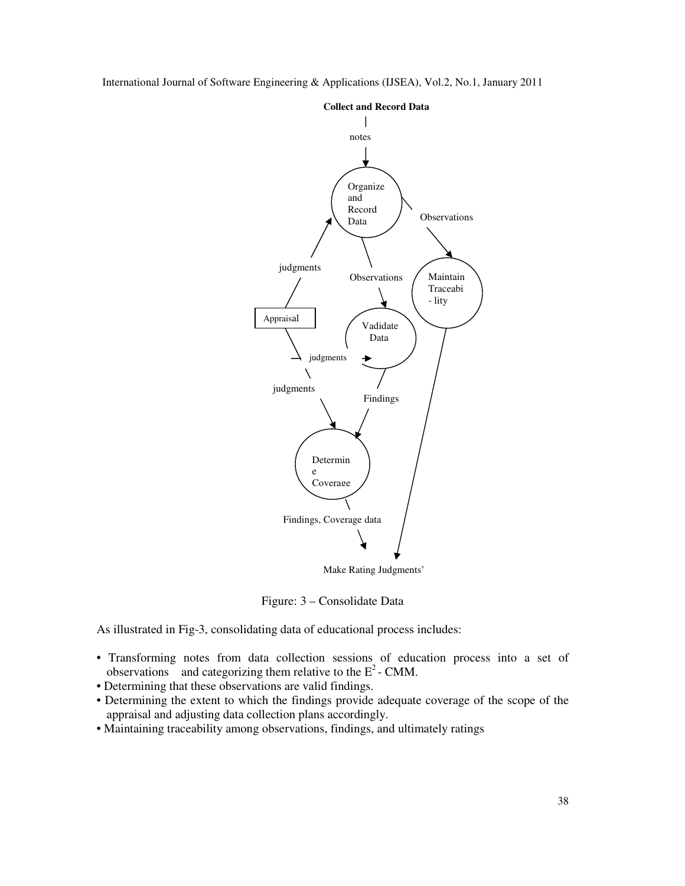Collect and Record Data

notes

Organize and Record Data

Observations

Maintain Traceabi - lity

judgments

Observations

Appraisal

Vadidate Data

judgments

judgments

Findings

Determin e Coverage

Findings, Coverage data

Make Rating Judgments'

Figure: 3 – Consolidate Data

As illustrated in Fig-3, consolidating data of educational process includes:

- Transforming notes from data collection sessions of education process into a set of observations and categorizing them relative to the $E^2$ - CMM.
- Determining that these observations are valid findings.
- Determining the extent to which the findings provide adequate coverage of the scope of the appraisal and adjusting data collection plans accordingly.
- Maintaining traceability among observations, findings, and ultimately ratings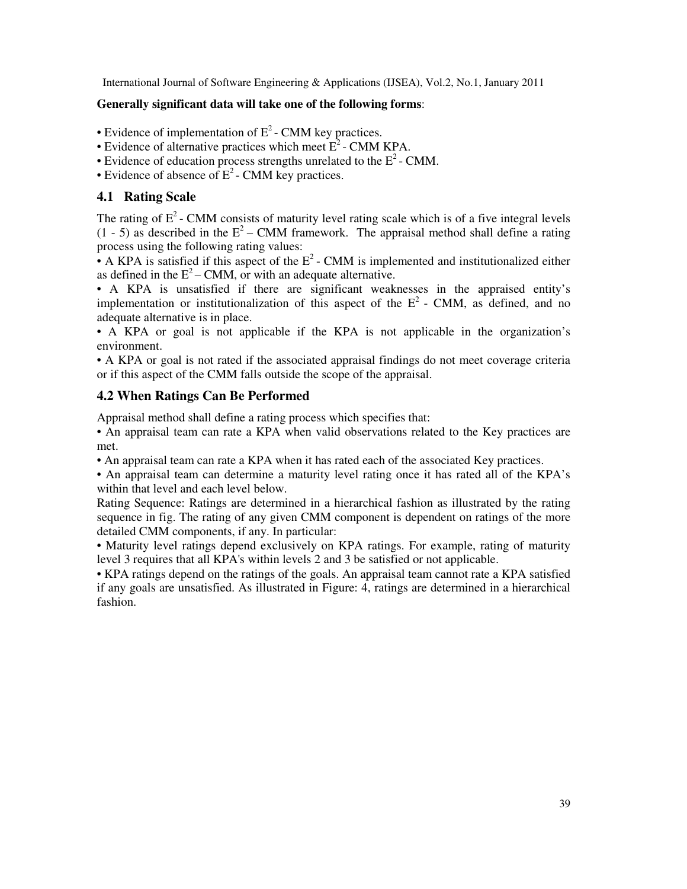**Generally significant data will take one of the following forms**:

- Evidence of implementation of $E^2$ - CMM key practices.
- Evidence of alternative practices which meet $E^2$ - CMM KPA.
- Evidence of education process strengths unrelated to the $E^2$ - CMM.
- Evidence of absence of $E^2$ - CMM key practices.

## 4.1 Rating Scale

The rating of $E^2$ - CMM consists of maturity level rating scale which is of a five integral levels (1 - 5) as described in the $E^2$ – CMM framework. The appraisal method shall define a rating process using the following rating values:

- A KPA is satisfied if this aspect of the $E^2$ - CMM is implemented and institutionalized either as defined in the $E^2$ – CMM, or with an adequate alternative.
- A KPA is unsatisfied if there are significant weaknesses in the appraised entity's implementation or institutionalization of this aspect of the $E^2$ - CMM, as defined, and no adequate alternative is in place.
- A KPA or goal is not applicable if the KPA is not applicable in the organization's environment.
- A KPA or goal is not rated if the associated appraisal findings do not meet coverage criteria or if this aspect of the CMM falls outside the scope of the appraisal.

## 4.2 When Ratings Can Be Performed

Appraisal method shall define a rating process which specifies that:

- An appraisal team can rate a KPA when valid observations related to the Key practices are met.
- An appraisal team can rate a KPA when it has rated each of the associated Key practices.
- An appraisal team can determine a maturity level rating once it has rated all of the KPA's within that level and each level below.

Rating Sequence: Ratings are determined in a hierarchical fashion as illustrated by the rating sequence in fig. The rating of any given CMM component is dependent on ratings of the more detailed CMM components, if any. In particular:

- Maturity level ratings depend exclusively on KPA ratings. For example, rating of maturity level 3 requires that all KPA's within levels 2 and 3 be satisfied or not applicable.
- KPA ratings depend on the ratings of the goals. An appraisal team cannot rate a KPA satisfied if any goals are unsatisfied. As illustrated in Figure: 4, ratings are determined in a hierarchical fashion.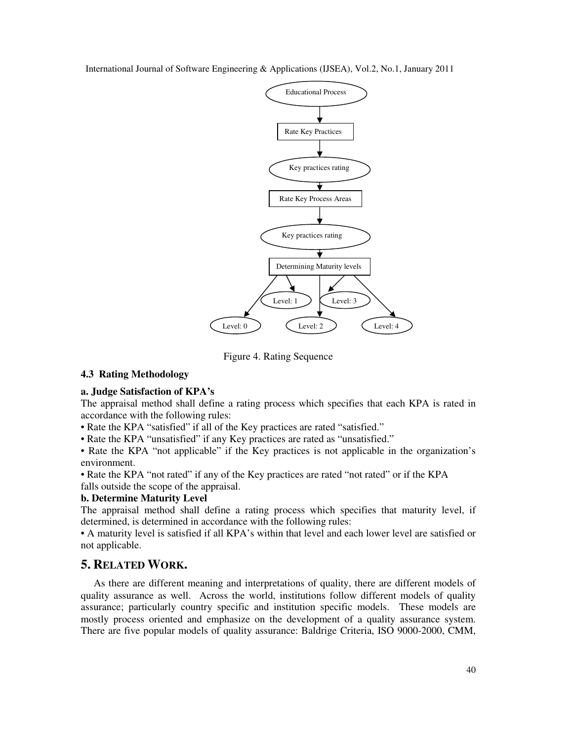Figure 4. Rating Sequence

### 4.3 Rating Methodology

**a. Judge Satisfaction of KPA's**

The appraisal method shall define a rating process which specifies that each KPA is rated in accordance with the following rules:

- Rate the KPA "satisfied" if all of the Key practices are rated "satisfied."
- Rate the KPA "unsatisfied" if any Key practices are rated as "unsatisfied."
- Rate the KPA "not applicable" if the Key practices is not applicable in the organization's environment.
- Rate the KPA "not rated" if any of the Key practices are rated "not rated" or if the KPA falls outside the scope of the appraisal.

**b. Determine Maturity Level**

The appraisal method shall define a rating process which specifies that maturity level, if determined, is determined in accordance with the following rules:

- A maturity level is satisfied if all KPA's within that level and each lower level are satisfied or not applicable.

## 5. RELATED WORK.

As there are different meaning and interpretations of quality, there are different models of quality assurance as well. Across the world, institutions follow different models of quality assurance; particularly country specific and institution specific models. These models are mostly process oriented and emphasize on the development of a quality assurance system. There are five popular models of quality assurance: Baldrige Criteria, ISO 9000-2000, CMM,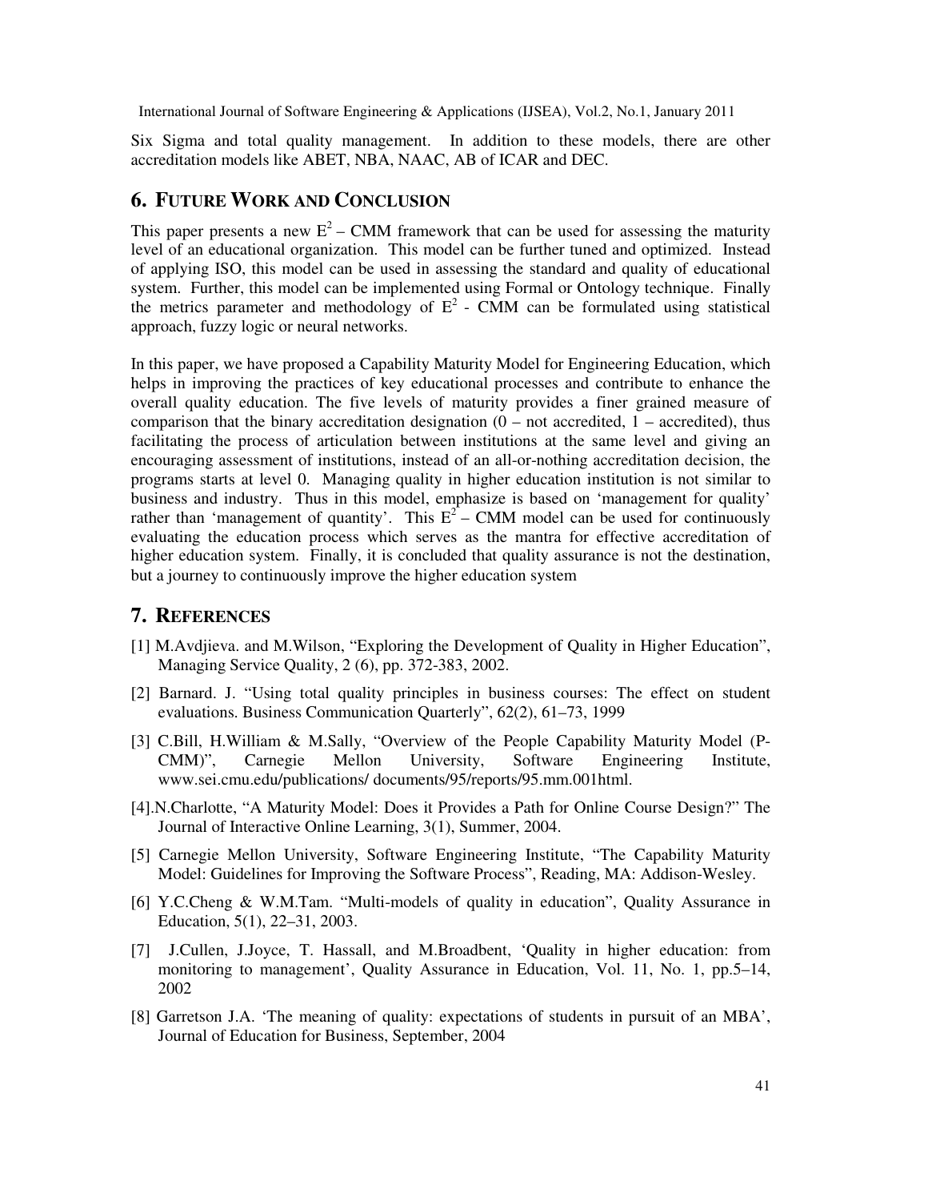Six Sigma and total quality management. In addition to these models, there are other accreditation models like ABET, NBA, NAAC, AB of ICAR and DEC.

## 6. FUTURE WORK AND CONCLUSION

This paper presents a new $E^2$ – CMM framework that can be used for assessing the maturity level of an educational organization. This model can be further tuned and optimized. Instead of applying ISO, this model can be used in assessing the standard and quality of educational system. Further, this model can be implemented using Formal or Ontology technique. Finally the metrics parameter and methodology of $E^2$ - CMM can be formulated using statistical approach, fuzzy logic or neural networks.

In this paper, we have proposed a Capability Maturity Model for Engineering Education, which helps in improving the practices of key educational processes and contribute to enhance the overall quality education. The five levels of maturity provides a finer grained measure of comparison that the binary accreditation designation (0 – not accredited, 1 – accredited), thus facilitating the process of articulation between institutions at the same level and giving an encouraging assessment of institutions, instead of an all-or-nothing accreditation decision, the programs starts at level 0. Managing quality in higher education institution is not similar to business and industry. Thus in this model, emphasize is based on 'management for quality' rather than 'management of quantity'. This $E^2$ – CMM model can be used for continuously evaluating the education process which serves as the mantra for effective accreditation of higher education system. Finally, it is concluded that quality assurance is not the destination, but a journey to continuously improve the higher education system

## 7. REFERENCES

[1] M.Avdjieva. and M.Wilson, "Exploring the Development of Quality in Higher Education", Managing Service Quality, 2 (6), pp. 372-383, 2002.

[2] Barnard. J. "Using total quality principles in business courses: The effect on student evaluations. Business Communication Quarterly", 62(2), 61–73, 1999

[3] C.Bill, H.William & M.Sally, "Overview of the People Capability Maturity Model (P-CMM)", Carnegie Mellon University, Software Engineering Institute, www.sei.cmu.edu/publications/ documents/95/reports/95.mm.001html.

[4].N.Charlotte, "A Maturity Model: Does it Provides a Path for Online Course Design?" The Journal of Interactive Online Learning, 3(1), Summer, 2004.

[5] Carnegie Mellon University, Software Engineering Institute, "The Capability Maturity Model: Guidelines for Improving the Software Process", Reading, MA: Addison-Wesley.

[6] Y.C.Cheng & W.M.Tam. "Multi-models of quality in education", Quality Assurance in Education, 5(1), 22–31, 2003.

[7] J.Cullen, J.Joyce, T. Hassall, and M.Broadbent, 'Quality in higher education: from monitoring to management', Quality Assurance in Education, Vol. 11, No. 1, pp.5–14, 2002

[8] Garretson J.A. 'The meaning of quality: expectations of students in pursuit of an MBA', Journal of Education for Business, September, 2004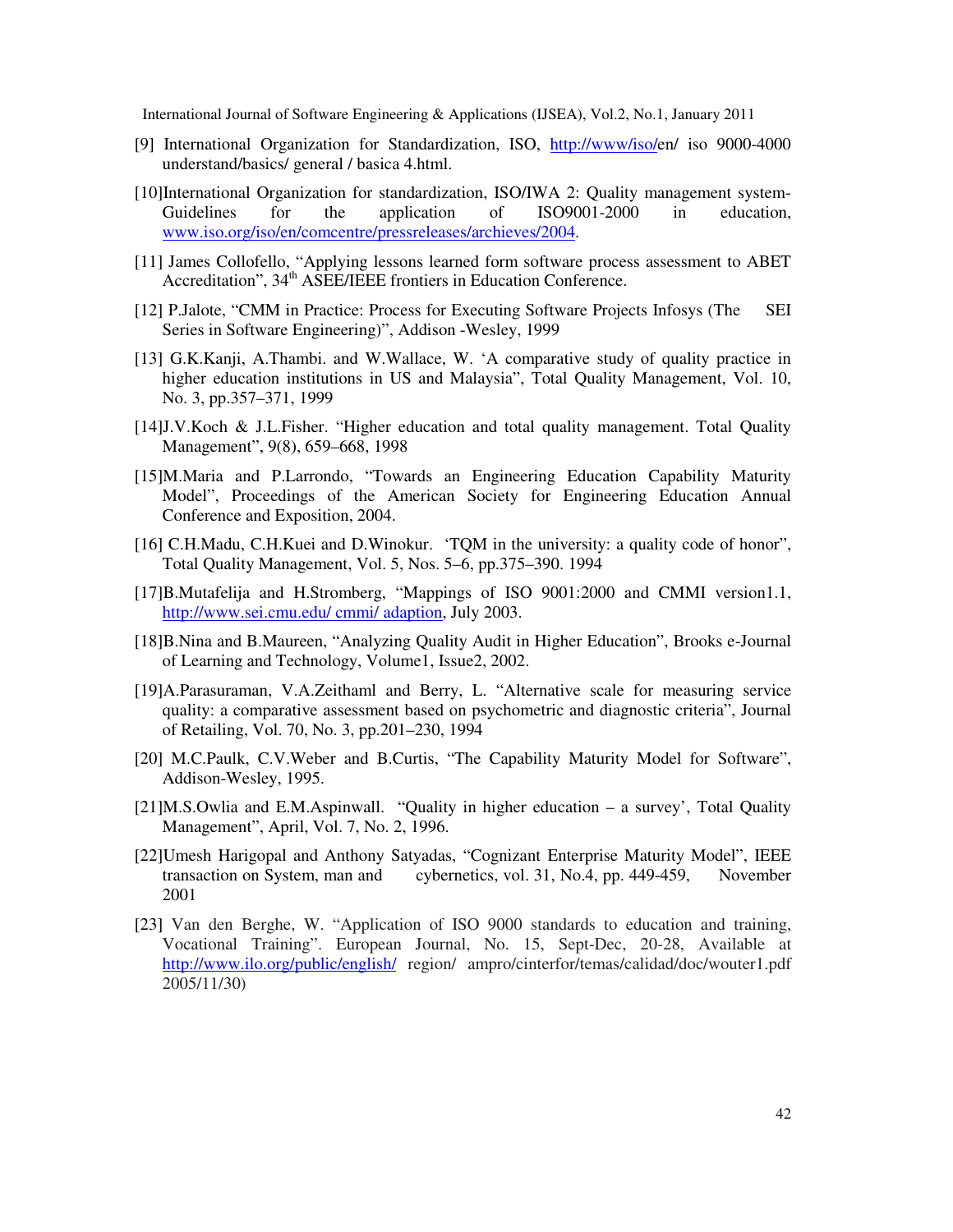[9] International Organization for Standardization, ISO, http://www/iso/en/ iso 9000-4000 understand/basics/ general / basica 4.html.

[10]International Organization for standardization, ISO/IWA 2: Quality management system-Guidelines for the application of ISO9001-2000 in education, www.iso.org/iso/en/comcentre/pressreleases/archieves/2004.

[11] James Collofello, "Applying lessons learned form software process assessment to ABET Accreditation", 34th ASEE/IEEE frontiers in Education Conference.

[12] P.Jalote, "CMM in Practice: Process for Executing Software Projects Infosys (The SEI Series in Software Engineering)", Addison -Wesley, 1999

[13] G.K.Kanji, A.Thambi. and W.Wallace, W. 'A comparative study of quality practice in higher education institutions in US and Malaysia", Total Quality Management, Vol. 10, No. 3, pp.357–371, 1999

[14]J.V.Koch & J.L.Fisher. "Higher education and total quality management. Total Quality Management", 9(8), 659–668, 1998

[15]M.Maria and P.Larrondo, "Towards an Engineering Education Capability Maturity Model", Proceedings of the American Society for Engineering Education Annual Conference and Exposition, 2004.

[16] C.H.Madu, C.H.Kuei and D.Winokur. 'TQM in the university: a quality code of honor", Total Quality Management, Vol. 5, Nos. 5–6, pp.375–390. 1994

[17]B.Mutafelija and H.Stromberg, "Mappings of ISO 9001:2000 and CMMI version1.1, http://www.sei.cmu.edu/ cmmi/ adaption, July 2003.

[18]B.Nina and B.Maureen, "Analyzing Quality Audit in Higher Education", Brooks e-Journal of Learning and Technology, Volume1, Issue2, 2002.

[19]A.Parasuraman, V.A.Zeithaml and Berry, L. "Alternative scale for measuring service quality: a comparative assessment based on psychometric and diagnostic criteria", Journal of Retailing, Vol. 70, No. 3, pp.201–230, 1994

[20] M.C.Paulk, C.V.Weber and B.Curtis, "The Capability Maturity Model for Software", Addison-Wesley, 1995.

[21]M.S.Owlia and E.M.Aspinwall. "Quality in higher education – a survey', Total Quality Management", April, Vol. 7, No. 2, 1996.

[22]Umesh Harigopal and Anthony Satyadas, "Cognizant Enterprise Maturity Model", IEEE transaction on System, man and cybernetics, vol. 31, No.4, pp. 449-459, November 2001

[23] Van den Berghe, W. "Application of ISO 9000 standards to education and training, Vocational Training". European Journal, No. 15, Sept-Dec, 20-28, Available at http://www.ilo.org/public/english/ region/ ampro/cinterfor/temas/calidad/doc/wouter1.pdf 2005/11/30)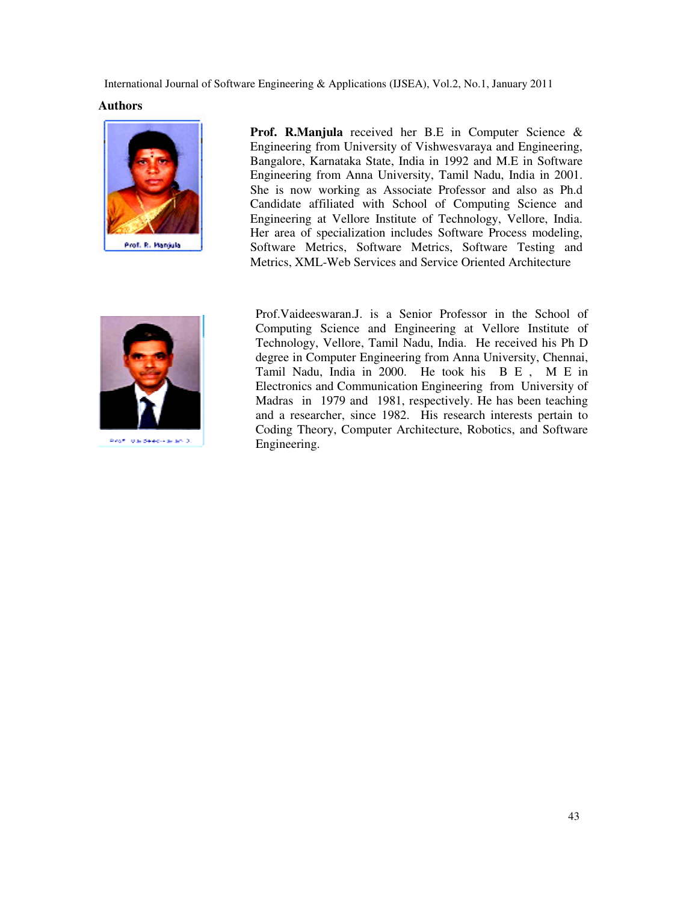## Authors

**Prof. R.Manjula** received her B.E in Computer Science & Engineering from University of Vishwesvaraya and Engineering, Bangalore, Karnataka State, India in 1992 and M.E in Software Engineering from Anna University, Tamil Nadu, India in 2001. She is now working as Associate Professor and also as Ph.d Candidate affiliated with School of Computing Science and Engineering at Vellore Institute of Technology, Vellore, India. Her area of specialization includes Software Process modeling, Software Metrics, Software Metrics, Software Testing and Metrics, XML-Web Services and Service Oriented Architecture

Prof.Vaideeswaran.J. is a Senior Professor in the School of Computing Science and Engineering at Vellore Institute of Technology, Vellore, Tamil Nadu, India. He received his Ph D degree in Computer Engineering from Anna University, Chennai, Tamil Nadu, India in 2000. He took his B E , M E in Electronics and Communication Engineering from University of Madras in 1979 and 1981, respectively. He has been teaching and a researcher, since 1982. His research interests pertain to Coding Theory, Computer Architecture, Robotics, and Software Engineering.